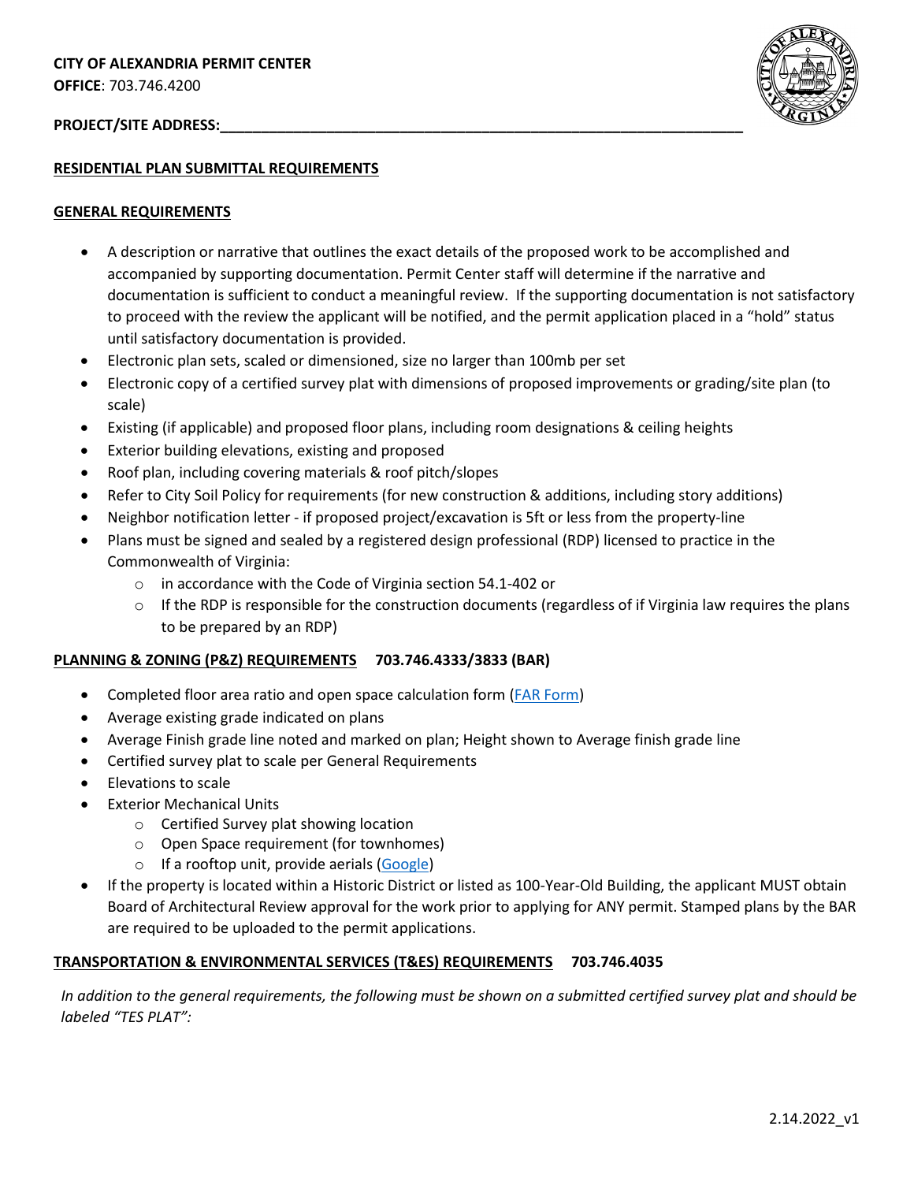**CITY OF ALEXANDRIA PERMIT CENTER**
**OFFICE**: 703.746.4200

**PROJECT/SITE ADDRESS:**_______________________________________________________________

## RESIDENTIAL PLAN SUBMITTAL REQUIREMENTS

### GENERAL REQUIREMENTS

- A description or narrative that outlines the exact details of the proposed work to be accomplished and accompanied by supporting documentation. Permit Center staff will determine if the narrative and documentation is sufficient to conduct a meaningful review. If the supporting documentation is not satisfactory to proceed with the review the applicant will be notified, and the permit application placed in a "hold" status until satisfactory documentation is provided.
- Electronic plan sets, scaled or dimensioned, size no larger than 100mb per set
- Electronic copy of a certified survey plat with dimensions of proposed improvements or grading/site plan (to scale)
- Existing (if applicable) and proposed floor plans, including room designations & ceiling heights
- Exterior building elevations, existing and proposed
- Roof plan, including covering materials & roof pitch/slopes
- Refer to City Soil Policy for requirements (for new construction & additions, including story additions)
- Neighbor notification letter - if proposed project/excavation is 5ft or less from the property-line
- Plans must be signed and sealed by a registered design professional (RDP) licensed to practice in the Commonwealth of Virginia:
  - in accordance with the Code of Virginia section 54.1-402 or
  - If the RDP is responsible for the construction documents (regardless of if Virginia law requires the plans to be prepared by an RDP)

### PLANNING & ZONING (P&Z) REQUIREMENTS 703.746.4333/3833 (BAR)

- Completed floor area ratio and open space calculation form (FAR Form)
- Average existing grade indicated on plans
- Average Finish grade line noted and marked on plan; Height shown to Average finish grade line
- Certified survey plat to scale per General Requirements
- Elevations to scale
- Exterior Mechanical Units
  - Certified Survey plat showing location
  - Open Space requirement (for townhomes)
  - If a rooftop unit, provide aerials (Google)
- If the property is located within a Historic District or listed as 100-Year-Old Building, the applicant MUST obtain Board of Architectural Review approval for the work prior to applying for ANY permit. Stamped plans by the BAR are required to be uploaded to the permit applications.

### TRANSPORTATION & ENVIRONMENTAL SERVICES (T&ES) REQUIREMENTS 703.746.4035

*In addition to the general requirements, the following must be shown on a submitted certified survey plat and should be labeled "TES PLAT":*

2.14.2022_v1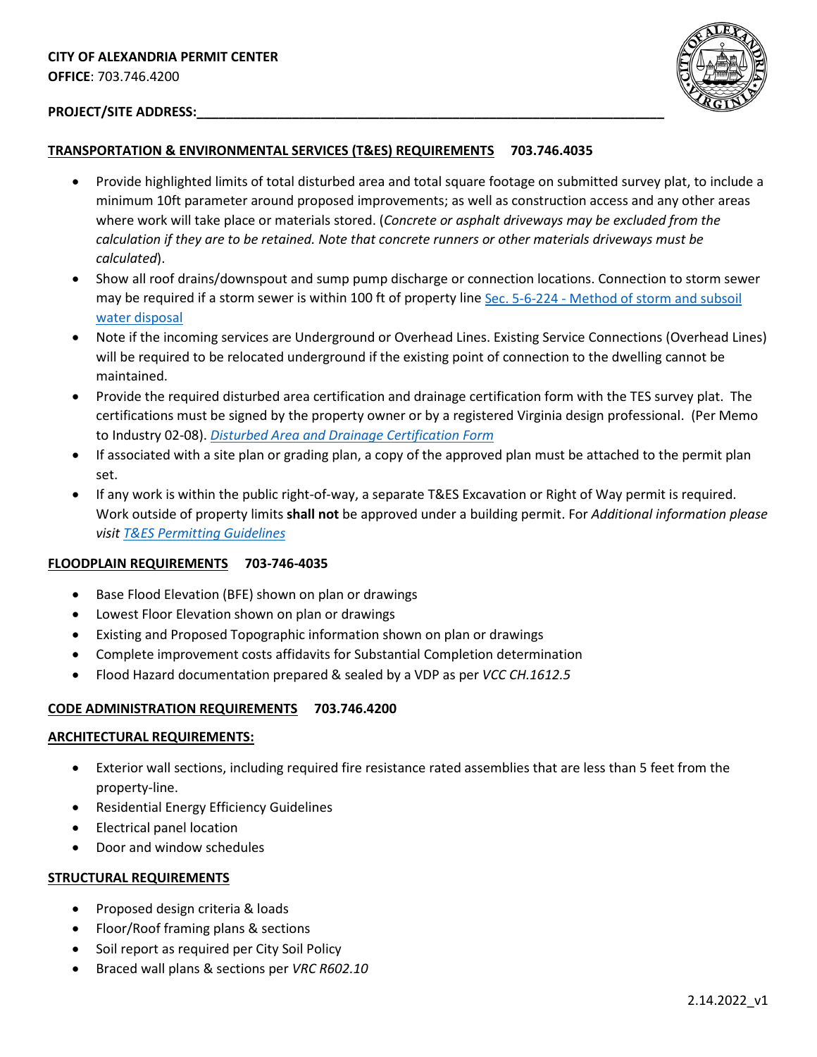**CITY OF ALEXANDRIA PERMIT CENTER**
**OFFICE**: 703.746.4200

**PROJECT/SITE ADDRESS:**___________________________________________________________________

## TRANSPORTATION & ENVIRONMENTAL SERVICES (T&ES) REQUIREMENTS 703.746.4035

- Provide highlighted limits of total disturbed area and total square footage on submitted survey plat, to include a minimum 10ft parameter around proposed improvements; as well as construction access and any other areas where work will take place or materials stored. (*Concrete or asphalt driveways may be excluded from the calculation if they are to be retained. Note that concrete runners or other materials driveways must be calculated*).
- Show all roof drains/downspout and sump pump discharge or connection locations. Connection to storm sewer may be required if a storm sewer is within 100 ft of property line Sec. 5-6-224 - Method of storm and subsoil water disposal
- Note if the incoming services are Underground or Overhead Lines. Existing Service Connections (Overhead Lines) will be required to be relocated underground if the existing point of connection to the dwelling cannot be maintained.
- Provide the required disturbed area certification and drainage certification form with the TES survey plat. The certifications must be signed by the property owner or by a registered Virginia design professional. (Per Memo to Industry 02-08). *Disturbed Area and Drainage Certification Form*
- If associated with a site plan or grading plan, a copy of the approved plan must be attached to the permit plan set.
- If any work is within the public right-of-way, a separate T&ES Excavation or Right of Way permit is required. Work outside of property limits **shall not** be approved under a building permit. For *Additional information please visit T&ES Permitting Guidelines*

## FLOODPLAIN REQUIREMENTS 703-746-4035

- Base Flood Elevation (BFE) shown on plan or drawings
- Lowest Floor Elevation shown on plan or drawings
- Existing and Proposed Topographic information shown on plan or drawings
- Complete improvement costs affidavits for Substantial Completion determination
- Flood Hazard documentation prepared & sealed by a VDP as per *VCC CH.1612.5*

## CODE ADMINISTRATION REQUIREMENTS 703.746.4200

### ARCHITECTURAL REQUIREMENTS:

- Exterior wall sections, including required fire resistance rated assemblies that are less than 5 feet from the property-line.
- Residential Energy Efficiency Guidelines
- Electrical panel location
- Door and window schedules

### STRUCTURAL REQUIREMENTS

- Proposed design criteria & loads
- Floor/Roof framing plans & sections
- Soil report as required per City Soil Policy
- Braced wall plans & sections per *VRC R602.10*

2.14.2022_v1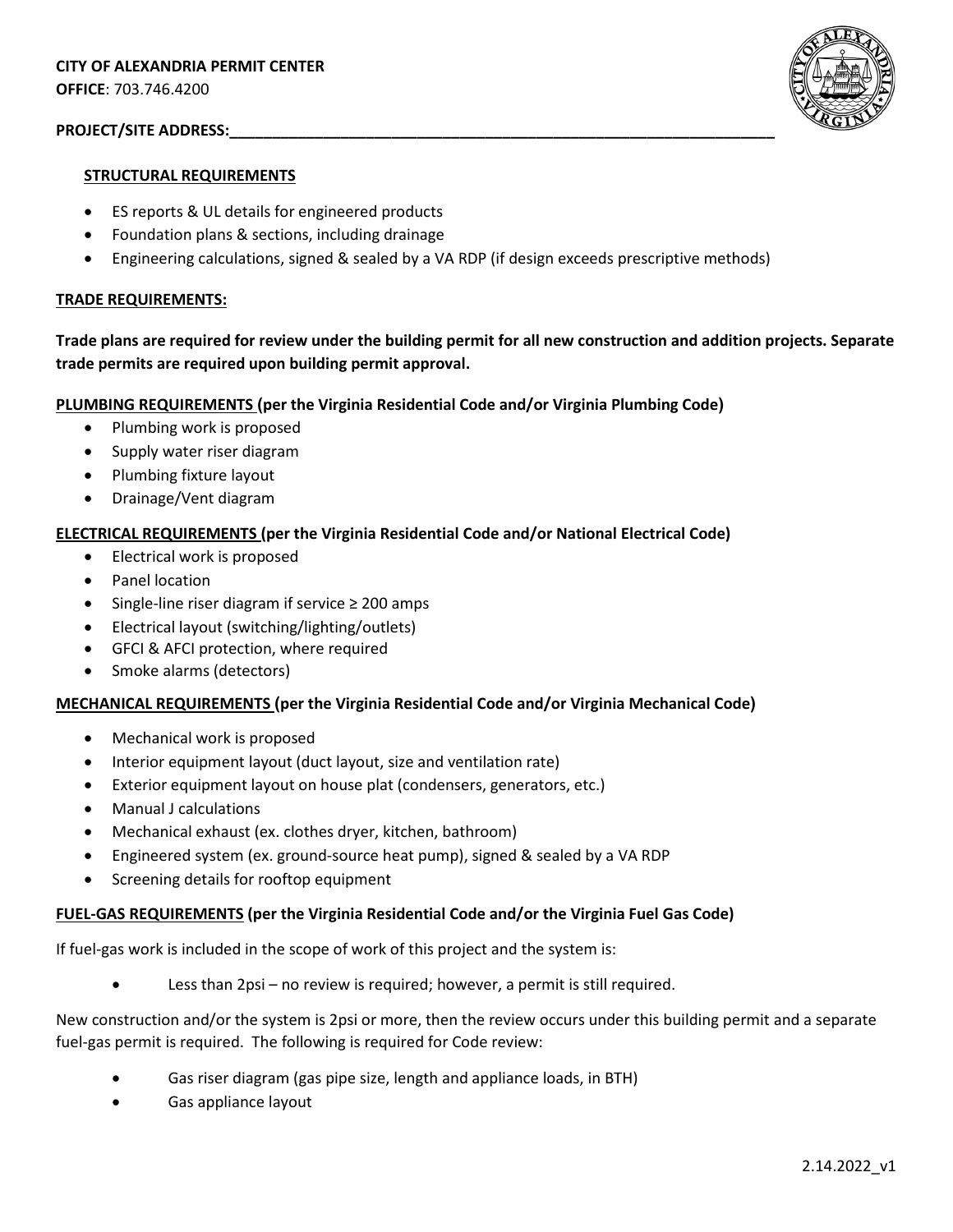**CITY OF ALEXANDRIA PERMIT CENTER**
**OFFICE**: 703.746.4200

**PROJECT/SITE ADDRESS:**_______________________________________________________________

### STRUCTURAL REQUIREMENTS

- ES reports & UL details for engineered products
- Foundation plans & sections, including drainage
- Engineering calculations, signed & sealed by a VA RDP (if design exceeds prescriptive methods)

### TRADE REQUIREMENTS:

**Trade plans are required for review under the building permit for all new construction and addition projects. Separate trade permits are required upon building permit approval.**

### PLUMBING REQUIREMENTS (per the Virginia Residential Code and/or Virginia Plumbing Code)

- Plumbing work is proposed
- Supply water riser diagram
- Plumbing fixture layout
- Drainage/Vent diagram

### ELECTRICAL REQUIREMENTS (per the Virginia Residential Code and/or National Electrical Code)

- Electrical work is proposed
- Panel location
- Single-line riser diagram if service ≥ 200 amps
- Electrical layout (switching/lighting/outlets)
- GFCI & AFCI protection, where required
- Smoke alarms (detectors)

### MECHANICAL REQUIREMENTS (per the Virginia Residential Code and/or Virginia Mechanical Code)

- Mechanical work is proposed
- Interior equipment layout (duct layout, size and ventilation rate)
- Exterior equipment layout on house plat (condensers, generators, etc.)
- Manual J calculations
- Mechanical exhaust (ex. clothes dryer, kitchen, bathroom)
- Engineered system (ex. ground-source heat pump), signed & sealed by a VA RDP
- Screening details for rooftop equipment

### FUEL-GAS REQUIREMENTS (per the Virginia Residential Code and/or the Virginia Fuel Gas Code)

If fuel-gas work is included in the scope of work of this project and the system is:

- Less than 2psi – no review is required; however, a permit is still required.

New construction and/or the system is 2psi or more, then the review occurs under this building permit and a separate fuel-gas permit is required. The following is required for Code review:

- Gas riser diagram (gas pipe size, length and appliance loads, in BTH)
- Gas appliance layout

2.14.2022_v1